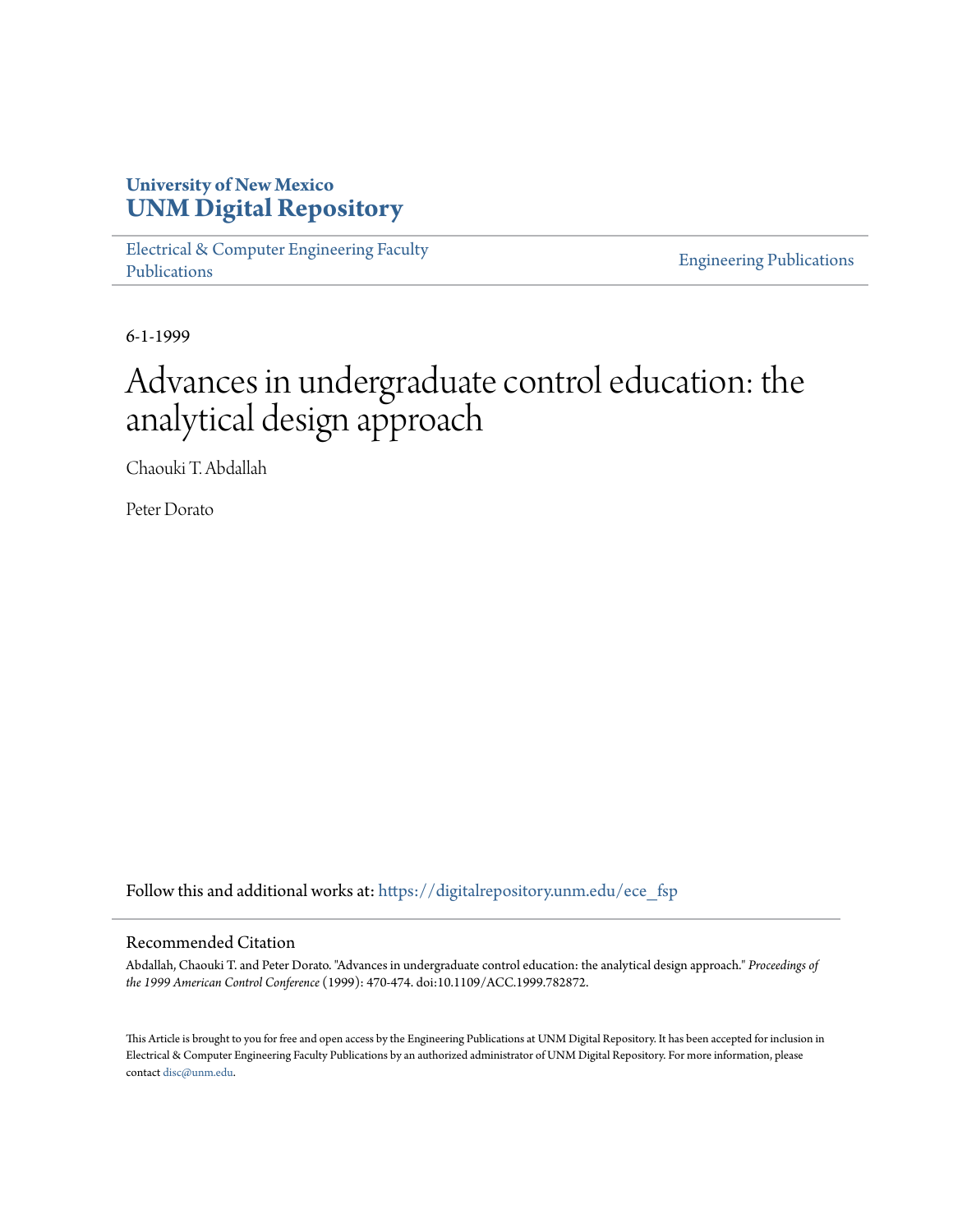University of New Mexico
**UNM Digital Repository**

Electrical & Computer Engineering Faculty Publications

Engineering Publications

6-1-1999

# Advances in undergraduate control education: the analytical design approach

Chaouki T. Abdallah

Peter Dorato

Follow this and additional works at: https://digitalrepository.unm.edu/ece_fsp

## Recommended Citation

Abdallah, Chaouki T. and Peter Dorato. "Advances in undergraduate control education: the analytical design approach." *Proceedings of the 1999 American Control Conference* (1999): 470-474. doi:10.1109/ACC.1999.782872.

This Article is brought to you for free and open access by the Engineering Publications at UNM Digital Repository. It has been accepted for inclusion in Electrical & Computer Engineering Faculty Publications by an authorized administrator of UNM Digital Repository. For more information, please contact disc@unm.edu.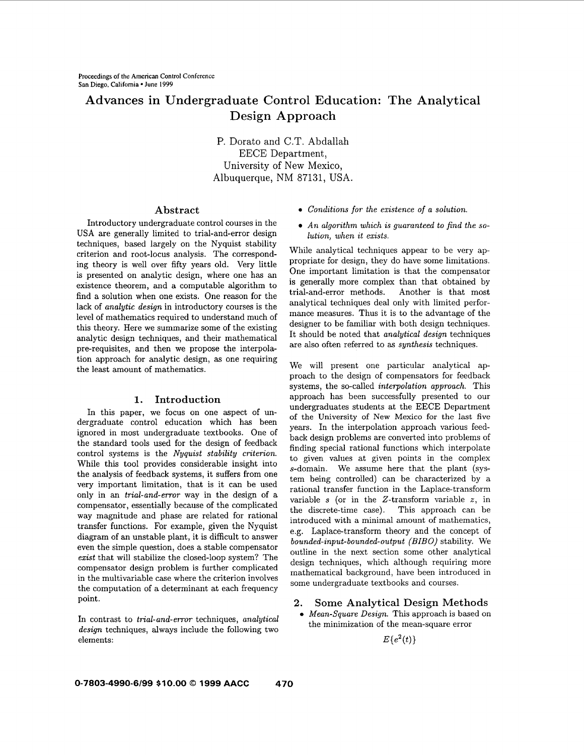# Advances in Undergraduate Control Education: The Analytical Design Approach

P. Dorato and C.T. Abdallah
EECE Department,
University of New Mexico,
Albuquerque, NM 87131, USA.

## Abstract

Introductory undergraduate control courses in the USA are generally limited to trial-and-error design techniques, based largely on the Nyquist stability criterion and root-locus analysis. The corresponding theory is well over fifty years old. Very little is presented on analytic design, where one has an existence theorem, and a computable algorithm to find a solution when one exists. One reason for the lack of *analytic design* in introductory courses is the level of mathematics required to understand much of this theory. Here we summarize some of the existing analytic design techniques, and their mathematical pre-requisites, and then we propose the interpolation approach for analytic design, as one requiring the least amount of mathematics.

## 1. Introduction

In this paper, we focus on one aspect of undergraduate control education which has been ignored in most undergraduate textbooks. One of the standard tools used for the design of feedback control systems is the *Nyquist stability criterion*. While this tool provides considerable insight into the analysis of feedback systems, it suffers from one very important limitation, that is it can be used only in an *trial-and-error* way in the design of a compensator, essentially because of the complicated way magnitude and phase are related for rational transfer functions. For example, given the Nyquist diagram of an unstable plant, it is difficult to answer even the simple question, does a stable compensator *exist* that will stabilize the closed-loop system? The compensator design problem is further complicated in the multivariable case where the criterion involves the computation of a determinant at each frequency point.

In contrast to *trial-and-error* techniques, *analytical design* techniques, always include the following two elements:

- *Conditions for the existence of a solution.*
- *An algorithm which is guaranteed to find the solution, when it exists.*

While analytical techniques appear to be very appropriate for design, they do have some limitations. One important limitation is that the compensator is generally more complex than that obtained by trial-and-error methods. Another is that most analytical techniques deal only with limited performance measures. Thus it is to the advantage of the designer to be familiar with both design techniques. It should be noted that *analytical design* techniques are also often referred to as *synthesis* techniques.

We will present one particular analytical approach to the design of compensators for feedback systems, the so-called *interpolation approach*. This approach has been successfully presented to our undergraduates students at the EECE Department of the University of New Mexico for the last five years. In the interpolation approach various feedback design problems are converted into problems of finding special rational functions which interpolate to given values at given points in the complex $s$-domain. We assume here that the plant (system being controlled) can be characterized by a rational transfer function in the Laplace-transform variable $s$ (or in the $Z$-transform variable $z$, in the discrete-time case). This approach can be introduced with a minimal amount of mathematics, e.g. Laplace-transform theory and the concept of *bounded-input-bounded-output (BIBO)* stability. We outline in the next section some other analytical design techniques, which although requiring more mathematical background, have been introduced in some undergraduate textbooks and courses.

## 2. Some Analytical Design Methods

- *Mean-Square Design.* This approach is based on the minimization of the mean-square error

$$E\{e^2(t)\}$$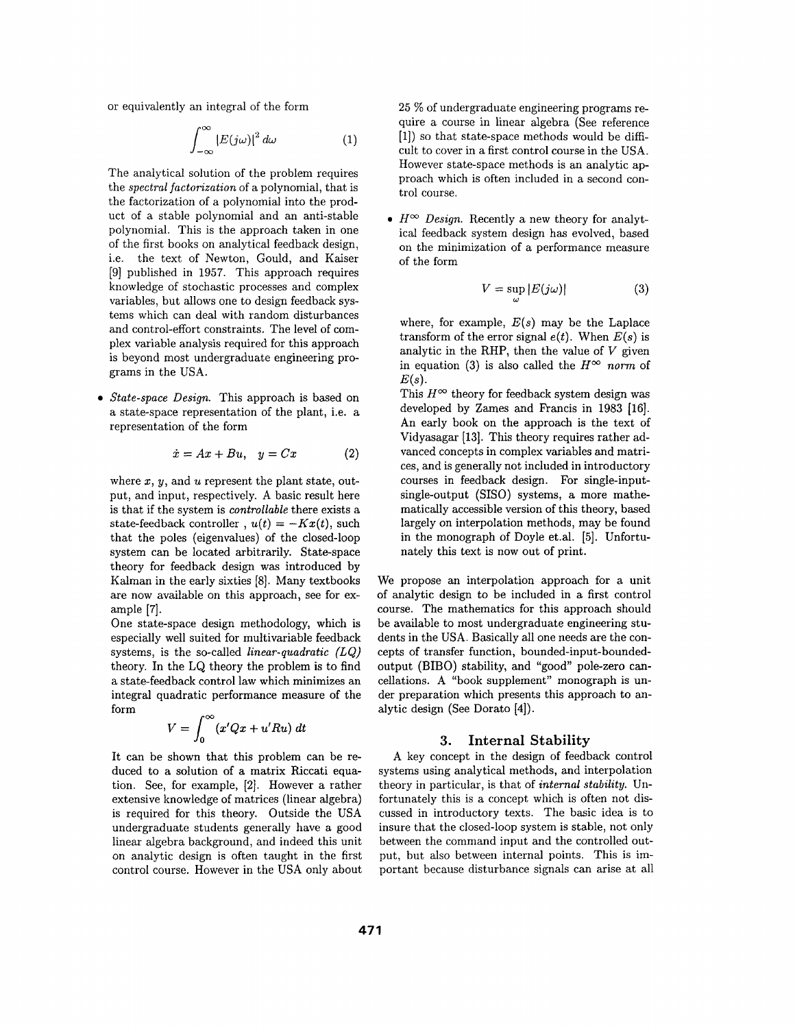or equivalently an integral of the form

$$\int_{-\infty}^{\infty} |E(j\omega)|^2 \, d\omega \qquad (1)$$

The analytical solution of the problem requires the *spectral factorization* of a polynomial, that is the factorization of a polynomial into the product of a stable polynomial and an anti-stable polynomial. This is the approach taken in one of the first books on analytical feedback design, i.e. the text of Newton, Gould, and Kaiser [9] published in 1957. This approach requires knowledge of stochastic processes and complex variables, but allows one to design feedback systems which can deal with random disturbances and control-effort constraints. The level of complex variable analysis required for this approach is beyond most undergraduate engineering programs in the USA.

- *State-space Design.* This approach is based on a state-space representation of the plant, i.e. a representation of the form

$$\dot{x} = Ax + Bu, \quad y = Cx \qquad (2)$$

where $x$, $y$, and $u$ represent the plant state, output, and input, respectively. A basic result here is that if the system is *controllable* there exists a state-feedback controller , $u(t) = -Kx(t)$, such that the poles (eigenvalues) of the closed-loop system can be located arbitrarily. State-space theory for feedback design was introduced by Kalman in the early sixties [8]. Many textbooks are now available on this approach, see for example [7].

One state-space design methodology, which is especially well suited for multivariable feedback systems, is the so-called *linear-quadratic (LQ)* theory. In the LQ theory the problem is to find a state-feedback control law which minimizes an integral quadratic performance measure of the form

$$V = \int_0^{\infty} (x'Qx + u'Ru) \, dt$$

It can be shown that this problem can be reduced to a solution of a matrix Riccati equation. See, for example, [2]. However a rather extensive knowledge of matrices (linear algebra) is required for this theory. Outside the USA undergraduate students generally have a good linear algebra background, and indeed this unit on analytic design is often taught in the first control course. However in the USA only about 25 % of undergraduate engineering programs require a course in linear algebra (See reference [1]) so that state-space methods would be difficult to cover in a first control course in the USA. However state-space methods is an analytic approach which is often included in a second control course.

- *$H^\infty$ Design.* Recently a new theory for analytical feedback system design has evolved, based on the minimization of a performance measure of the form

$$V = \sup_{\omega} |E(j\omega)| \qquad (3)$$

where, for example, $E(s)$ may be the Laplace transform of the error signal $e(t)$. When $E(s)$ is analytic in the RHP, then the value of $V$ given in equation (3) is also called the $H^\infty$ *norm* of $E(s)$.

This $H^\infty$ theory for feedback system design was developed by Zames and Francis in 1983 [16]. An early book on the approach is the text of Vidyasagar [13]. This theory requires rather advanced concepts in complex variables and matrices, and is generally not included in introductory courses in feedback design. For single-input-single-output (SISO) systems, a more mathematically accessible version of this theory, based largely on interpolation methods, may be found in the monograph of Doyle et.al. [5]. Unfortunately this text is now out of print.

We propose an interpolation approach for a unit of analytic design to be included in a first control course. The mathematics for this approach should be available to most undergraduate engineering students in the USA. Basically all one needs are the concepts of transfer function, bounded-input-bounded-output (BIBO) stability, and "good" pole-zero cancellations. A "book supplement" monograph is under preparation which presents this approach to analytic design (See Dorato [4]).

## 3. Internal Stability

A key concept in the design of feedback control systems using analytical methods, and interpolation theory in particular, is that of *internal stability*. Unfortunately this is a concept which is often not discussed in introductory texts. The basic idea is to insure that the closed-loop system is stable, not only between the command input and the controlled output, but also between internal points. This is important because disturbance signals can arise at all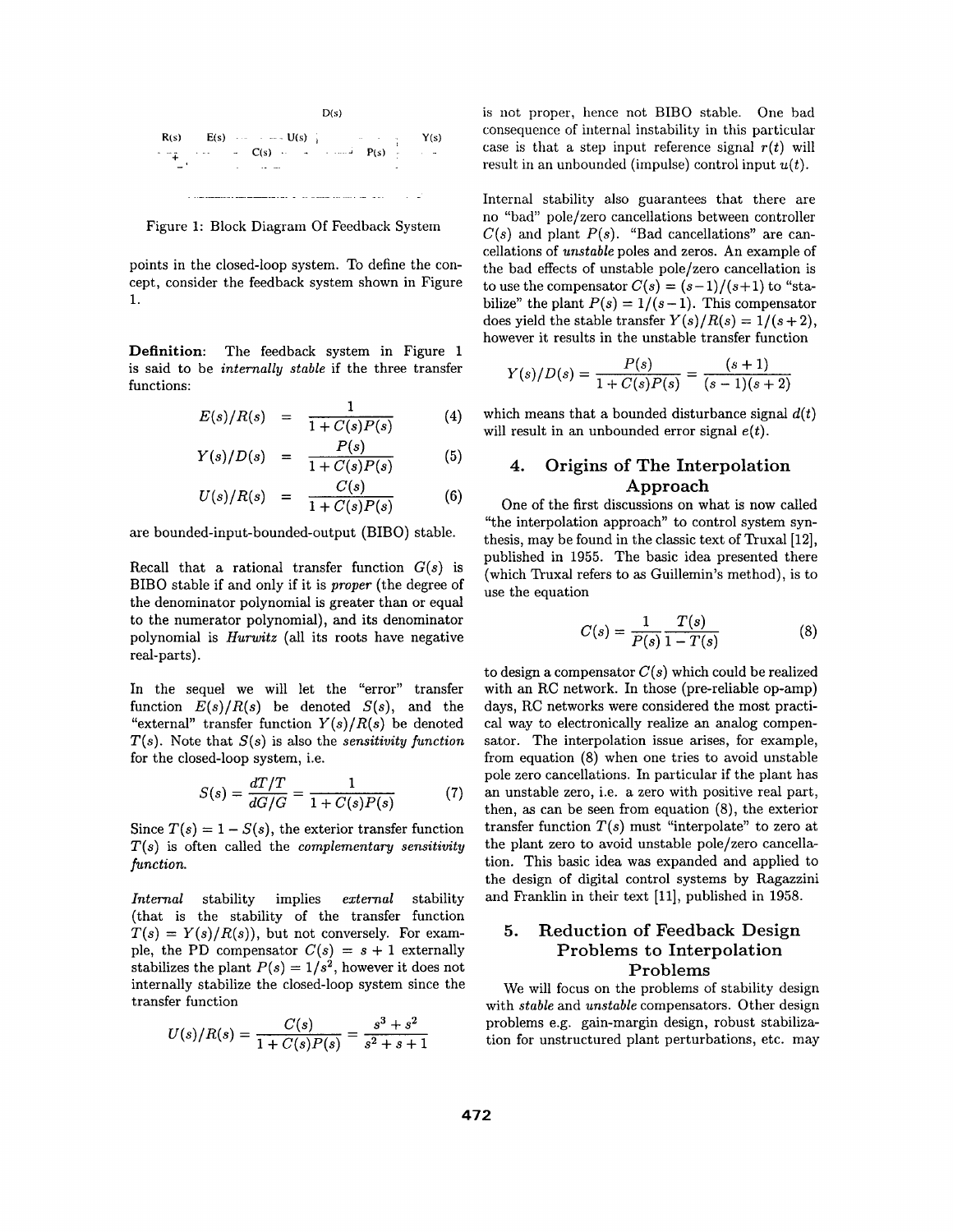Figure 1: Block Diagram Of Feedback System

points in the closed-loop system. To define the concept, consider the feedback system shown in Figure 1.

**Definition**: The feedback system in Figure 1 is said to be *internally stable* if the three transfer functions:

$$E(s)/R(s) = \frac{1}{1 + C(s)P(s)} \tag{4}$$

$$Y(s)/D(s) = \frac{P(s)}{1 + C(s)P(s)} \tag{5}$$

$$U(s)/R(s) = \frac{C(s)}{1 + C(s)P(s)} \tag{6}$$

are bounded-input-bounded-output (BIBO) stable.

Recall that a rational transfer function $G(s)$ is BIBO stable if and only if it is *proper* (the degree of the denominator polynomial is greater than or equal to the numerator polynomial), and its denominator polynomial is *Hurwitz* (all its roots have negative real-parts).

In the sequel we will let the "error" transfer function $E(s)/R(s)$ be denoted $S(s)$, and the "external" transfer function $Y(s)/R(s)$ be denoted $T(s)$. Note that $S(s)$ is also the *sensitivity function* for the closed-loop system, i.e.

$$S(s) = \frac{dT/T}{dG/G} = \frac{1}{1 + C(s)P(s)} \tag{7}$$

Since $T(s) = 1 - S(s)$, the exterior transfer function $T(s)$ is often called the *complementary sensitivity function.*

*Internal* stability implies *external* stability (that is the stability of the transfer function $T(s) = Y(s)/R(s)$), but not conversely. For example, the PD compensator $C(s) = s + 1$ externally stabilizes the plant $P(s) = 1/s^2$, however it does not internally stabilize the closed-loop system since the transfer function

$$U(s)/R(s) = \frac{C(s)}{1 + C(s)P(s)} = \frac{s^3 + s^2}{s^2 + s + 1}$$

is not proper, hence not BIBO stable. One bad consequence of internal instability in this particular case is that a step input reference signal $r(t)$ will result in an unbounded (impulse) control input $u(t)$.

Internal stability also guarantees that there are no "bad" pole/zero cancellations between controller $C(s)$ and plant $P(s)$. "Bad cancellations" are cancellations of *unstable* poles and zeros. An example of the bad effects of unstable pole/zero cancellation is to use the compensator $C(s) = (s-1)/(s+1)$ to "stabilize" the plant $P(s) = 1/(s-1)$. This compensator does yield the stable transfer $Y(s)/R(s) = 1/(s+2)$, however it results in the unstable transfer function

$$Y(s)/D(s) = \frac{P(s)}{1 + C(s)P(s)} = \frac{(s+1)}{(s-1)(s+2)}$$

which means that a bounded disturbance signal $d(t)$ will result in an unbounded error signal $e(t)$.

## 4. Origins of The Interpolation Approach

One of the first discussions on what is now called "the interpolation approach" to control system synthesis, may be found in the classic text of Truxal [12], published in 1955. The basic idea presented there (which Truxal refers to as Guillemin's method), is to use the equation

$$C(s) = \frac{1}{P(s)} \frac{T(s)}{1 - T(s)} \tag{8}$$

to design a compensator $C(s)$ which could be realized with an RC network. In those (pre-reliable op-amp) days, RC networks were considered the most practical way to electronically realize an analog compensator. The interpolation issue arises, for example, from equation (8) when one tries to avoid unstable pole zero cancellations. In particular if the plant has an unstable zero, i.e. a zero with positive real part, then, as can be seen from equation (8), the exterior transfer function $T(s)$ must "interpolate" to zero at the plant zero to avoid unstable pole/zero cancellation. This basic idea was expanded and applied to the design of digital control systems by Ragazzini and Franklin in their text [11], published in 1958.

## 5. Reduction of Feedback Design Problems to Interpolation Problems

We will focus on the problems of stability design with *stable* and *unstable* compensators. Other design problems e.g. gain-margin design, robust stabilization for unstructured plant perturbations, etc. may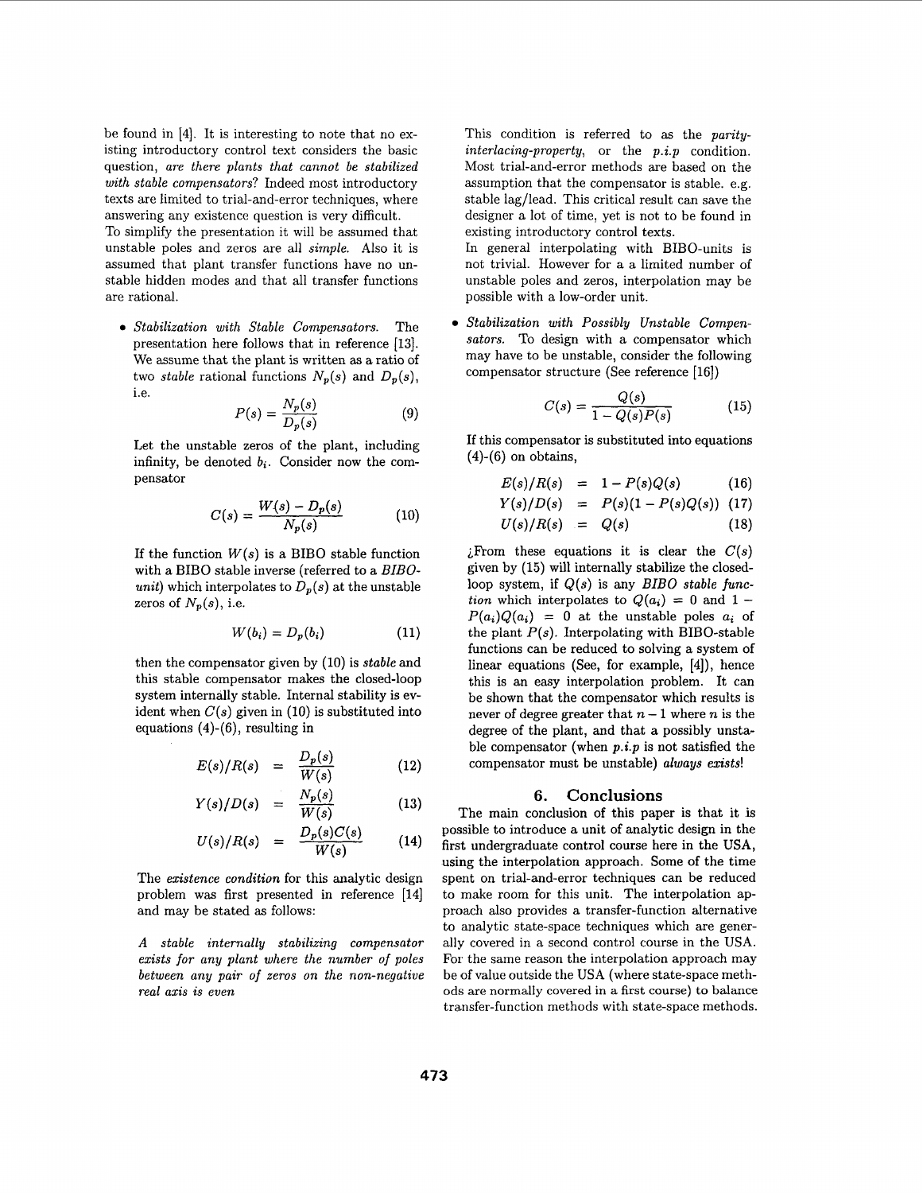be found in [4]. It is interesting to note that no existing introductory control text considers the basic question, *are there plants that cannot be stabilized with stable compensators*? Indeed most introductory texts are limited to trial-and-error techniques, where answering any existence question is very difficult.
To simplify the presentation it will be assumed that unstable poles and zeros are all *simple*. Also it is assumed that plant transfer functions have no unstable hidden modes and that all transfer functions are rational.

- *Stabilization with Stable Compensators.* The presentation here follows that in reference [13]. We assume that the plant is written as a ratio of two *stable* rational functions $N_p(s)$ and $D_p(s)$, i.e.

$$P(s) = \frac{N_p(s)}{D_p(s)} \tag{9}$$

Let the unstable zeros of the plant, including infinity, be denoted $b_i$. Consider now the compensator

$$C(s) = \frac{W(s) - D_p(s)}{N_p(s)} \tag{10}$$

If the function $W(s)$ is a BIBO stable function with a BIBO stable inverse (referred to a *BIBO-unit*) which interpolates to $D_p(s)$ at the unstable zeros of $N_p(s)$, i.e.

$$W(b_i) = D_p(b_i) \tag{11}$$

then the compensator given by (10) is *stable* and this stable compensator makes the closed-loop system internally stable. Internal stability is evident when $C(s)$ given in (10) is substituted into equations (4)-(6), resulting in

$$E(s)/R(s) = \frac{D_p(s)}{W(s)} \tag{12}$$

$$Y(s)/D(s) = \frac{N_p(s)}{W(s)} \tag{13}$$

$$U(s)/R(s) = \frac{D_p(s)C(s)}{W(s)} \tag{14}$$

The *existence condition* for this analytic design problem was first presented in reference [14] and may be stated as follows:

*A stable internally stabilizing compensator exists for any plant where the number of poles between any pair of zeros on the non-negative real axis is even*

This condition is referred to as the *parity-interlacing-property*, or the *p.i.p* condition. Most trial-and-error methods are based on the assumption that the compensator is stable. e.g. stable lag/lead. This critical result can save the designer a lot of time, yet is not to be found in existing introductory control texts.
In general interpolating with BIBO-units is not trivial. However for a a limited number of unstable poles and zeros, interpolation may be possible with a low-order unit.

- *Stabilization with Possibly Unstable Compensators.* To design with a compensator which may have to be unstable, consider the following compensator structure (See reference [16])

$$C(s) = \frac{Q(s)}{1 - Q(s)P(s)} \tag{15}$$

If this compensator is substituted into equations (4)-(6) on obtains,

$$E(s)/R(s) = 1 - P(s)Q(s) \tag{16}$$

$$Y(s)/D(s) = P(s)(1 - P(s)Q(s)) \tag{17}$$

$$U(s)/R(s) = Q(s) \tag{18}$$

¿From these equations it is clear the $C(s)$ given by (15) will internally stabilize the closed-loop system, if $Q(s)$ is any *BIBO stable function* which interpolates to $Q(a_i) = 0$ and $1 - P(a_i)Q(a_i) = 0$ at the unstable poles $a_i$ of the plant $P(s)$. Interpolating with BIBO-stable functions can be reduced to solving a system of linear equations (See, for example, [4]), hence this is an easy interpolation problem. It can be shown that the compensator which results is never of degree greater that $n-1$ where $n$ is the degree of the plant, and that a possibly unstable compensator (when *p.i.p* is not satisfied the compensator must be unstable) *always exists*!

## 6. Conclusions

The main conclusion of this paper is that it is possible to introduce a unit of analytic design in the first undergraduate control course here in the USA, using the interpolation approach. Some of the time spent on trial-and-error techniques can be reduced to make room for this unit. The interpolation approach also provides a transfer-function alternative to analytic state-space techniques which are generally covered in a second control course in the USA. For the same reason the interpolation approach may be of value outside the USA (where state-space methods are normally covered in a first course) to balance transfer-function methods with state-space methods.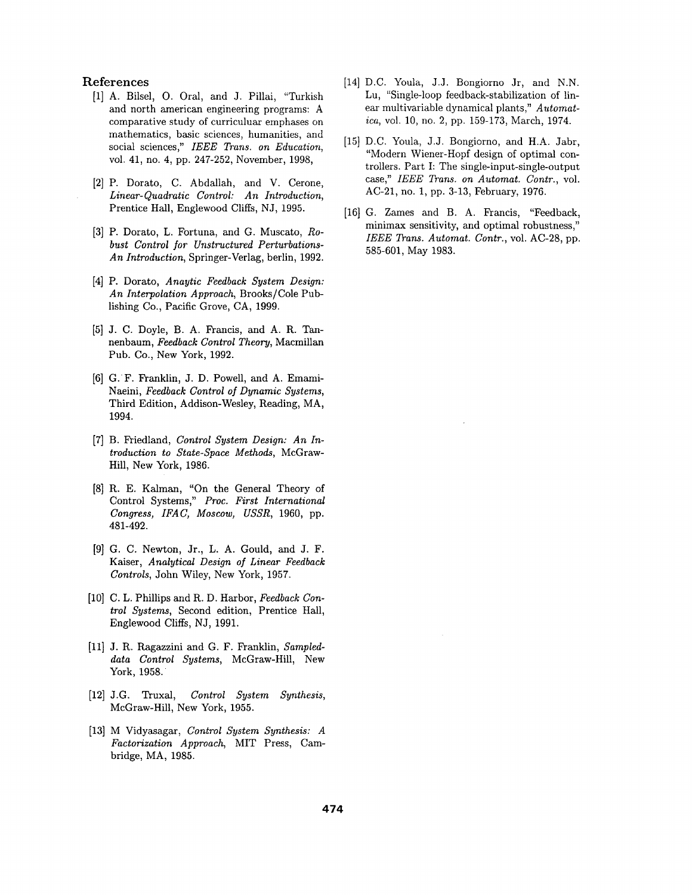## References

[1] A. Bilsel, O. Oral, and J. Pillai, "Turkish and north american engineering programs: A comparative study of curriculuar emphases on mathematics, basic sciences, humanities, and social sciences," *IEEE Trans. on Education*, vol. 41, no. 4, pp. 247-252, November, 1998,

[2] P. Dorato, C. Abdallah, and V. Cerone, *Linear-Quadratic Control: An Introduction*, Prentice Hall, Englewood Cliffs, NJ, 1995.

[3] P. Dorato, L. Fortuna, and G. Muscato, *Robust Control for Unstructured Perturbations-An Introduction*, Springer-Verlag, berlin, 1992.

[4] P. Dorato, *Anaytic Feedback System Design: An Interpolation Approach*, Brooks/Cole Publishing Co., Pacific Grove, CA, 1999.

[5] J. C. Doyle, B. A. Francis, and A. R. Tannenbaum, *Feedback Control Theory*, Macmillan Pub. Co., New York, 1992.

[6] G. F. Franklin, J. D. Powell, and A. Emami-Naeini, *Feedback Control of Dynamic Systems*, Third Edition, Addison-Wesley, Reading, MA, 1994.

[7] B. Friedland, *Control System Design: An Introduction to State-Space Methods*, McGraw-Hill, New York, 1986.

[8] R. E. Kalman, "On the General Theory of Control Systems," *Proc. First International Congress, IFAC, Moscow, USSR*, 1960, pp. 481-492.

[9] G. C. Newton, Jr., L. A. Gould, and J. F. Kaiser, *Analytical Design of Linear Feedback Controls*, John Wiley, New York, 1957.

[10] C. L. Phillips and R. D. Harbor, *Feedback Control Systems*, Second edition, Prentice Hall, Englewood Cliffs, NJ, 1991.

[11] J. R. Ragazzini and G. F. Franklin, *Sampled-data Control Systems*, McGraw-Hill, New York, 1958.

[12] J.G. Truxal, *Control System Synthesis*, McGraw-Hill, New York, 1955.

[13] M Vidyasagar, *Control System Synthesis: A Factorization Approach*, MIT Press, Cambridge, MA, 1985.

[14] D.C. Youla, J.J. Bongiorno Jr, and N.N. Lu, "Single-loop feedback-stabilization of linear multivariable dynamical plants," *Automatica*, vol. 10, no. 2, pp. 159-173, March, 1974.

[15] D.C. Youla, J.J. Bongiorno, and H.A. Jabr, "Modern Wiener-Hopf design of optimal controllers. Part I: The single-input-single-output case," *IEEE Trans. on Automat. Contr.*, vol. AC-21, no. 1, pp. 3-13, February, 1976.

[16] G. Zames and B. A. Francis, "Feedback, minimax sensitivity, and optimal robustness," *IEEE Trans. Automat. Contr.*, vol. AC-28, pp. 585-601, May 1983.